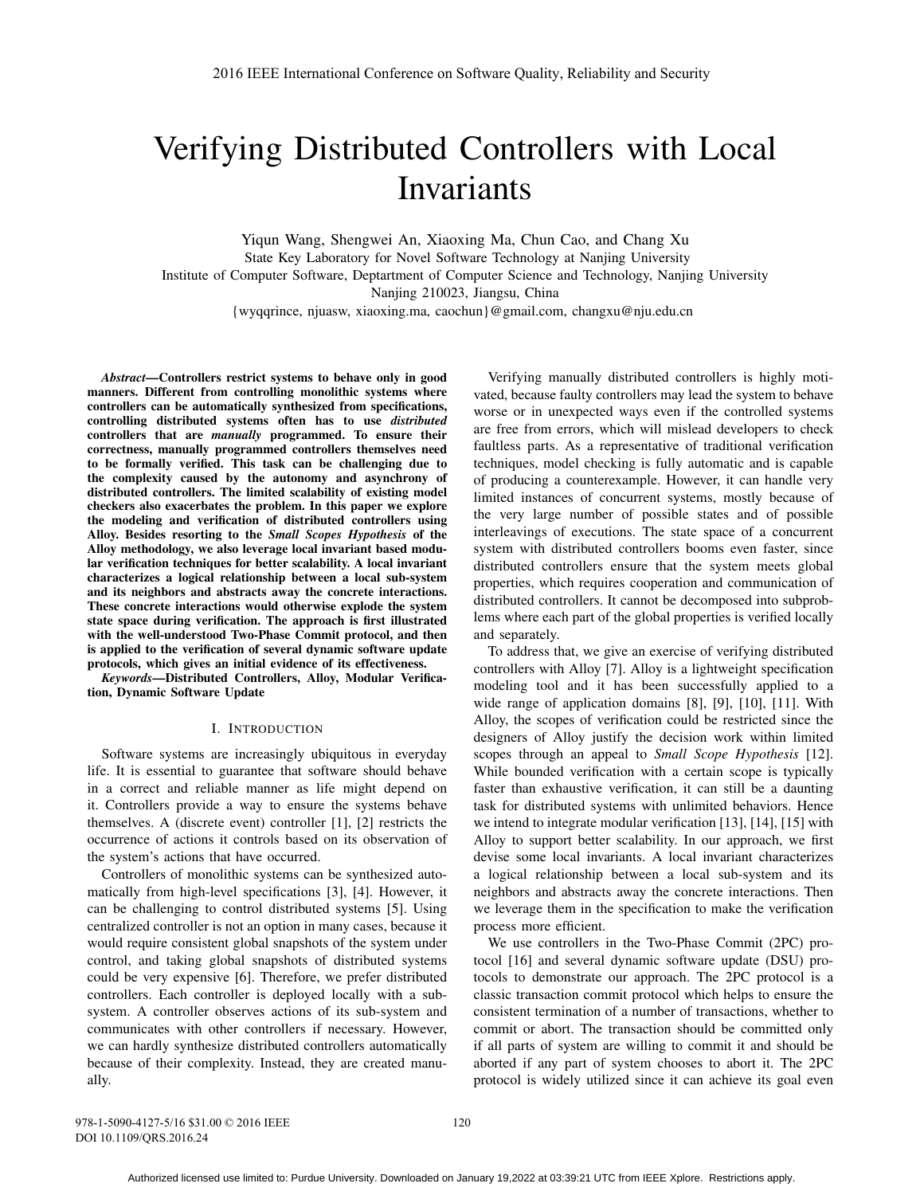# Verifying Distributed Controllers with Local Invariants

Yiqun Wang, Shengwei An, Xiaoxing Ma, Chun Cao, and Chang Xu

State Key Laboratory for Novel Software Technology at Nanjing University
Institute of Computer Software, Deptartment of Computer Science and Technology, Nanjing University
Nanjing 210023, Jiangsu, China
{wyqqrince, njuasw, xiaoxing.ma, caochun}@gmail.com, changxu@nju.edu.cn

***Abstract*—Controllers restrict systems to behave only in good manners. Different from controlling monolithic systems where controllers can be automatically synthesized from specifications, controlling distributed systems often has to use *distributed* controllers that are *manually* programmed. To ensure their correctness, manually programmed controllers themselves need to be formally verified. This task can be challenging due to the complexity caused by the autonomy and asynchrony of distributed controllers. The limited scalability of existing model checkers also exacerbates the problem. In this paper we explore the modeling and verification of distributed controllers using Alloy. Besides resorting to the *Small Scopes Hypothesis* of the Alloy methodology, we also leverage local invariant based modular verification techniques for better scalability. A local invariant characterizes a logical relationship between a local sub-system and its neighbors and abstracts away the concrete interactions. These concrete interactions would otherwise explode the system state space during verification. The approach is first illustrated with the well-understood Two-Phase Commit protocol, and then is applied to the verification of several dynamic software update protocols, which gives an initial evidence of its effectiveness.**

***Keywords*—Distributed Controllers, Alloy, Modular Verification, Dynamic Software Update**

## I. Introduction

Software systems are increasingly ubiquitous in everyday life. It is essential to guarantee that software should behave in a correct and reliable manner as life might depend on it. Controllers provide a way to ensure the systems behave themselves. A (discrete event) controller [1], [2] restricts the occurrence of actions it controls based on its observation of the system's actions that have occurred.

Controllers of monolithic systems can be synthesized automatically from high-level specifications [3], [4]. However, it can be challenging to control distributed systems [5]. Using centralized controller is not an option in many cases, because it would require consistent global snapshots of the system under control, and taking global snapshots of distributed systems could be very expensive [6]. Therefore, we prefer distributed controllers. Each controller is deployed locally with a sub-system. A controller observes actions of its sub-system and communicates with other controllers if necessary. However, we can hardly synthesize distributed controllers automatically because of their complexity. Instead, they are created manually.

Verifying manually distributed controllers is highly motivated, because faulty controllers may lead the system to behave worse or in unexpected ways even if the controlled systems are free from errors, which will mislead developers to check faultless parts. As a representative of traditional verification techniques, model checking is fully automatic and is capable of producing a counterexample. However, it can handle very limited instances of concurrent systems, mostly because of the very large number of possible states and of possible interleavings of executions. The state space of a concurrent system with distributed controllers booms even faster, since distributed controllers ensure that the system meets global properties, which requires cooperation and communication of distributed controllers. It cannot be decomposed into subproblems where each part of the global properties is verified locally and separately.

To address that, we give an exercise of verifying distributed controllers with Alloy [7]. Alloy is a lightweight specification modeling tool and it has been successfully applied to a wide range of application domains [8], [9], [10], [11]. With Alloy, the scopes of verification could be restricted since the designers of Alloy justify the decision work within limited scopes through an appeal to *Small Scope Hypothesis* [12]. While bounded verification with a certain scope is typically faster than exhaustive verification, it can still be a daunting task for distributed systems with unlimited behaviors. Hence we intend to integrate modular verification [13], [14], [15] with Alloy to support better scalability. In our approach, we first devise some local invariants. A local invariant characterizes a logical relationship between a local sub-system and its neighbors and abstracts away the concrete interactions. Then we leverage them in the specification to make the verification process more efficient.

We use controllers in the Two-Phase Commit (2PC) protocol [16] and several dynamic software update (DSU) protocols to demonstrate our approach. The 2PC protocol is a classic transaction commit protocol which helps to ensure the consistent termination of a number of transactions, whether to commit or abort. The transaction should be committed only if all parts of system are willing to commit it and should be aborted if any part of system chooses to abort it. The 2PC protocol is widely utilized since it can achieve its goal even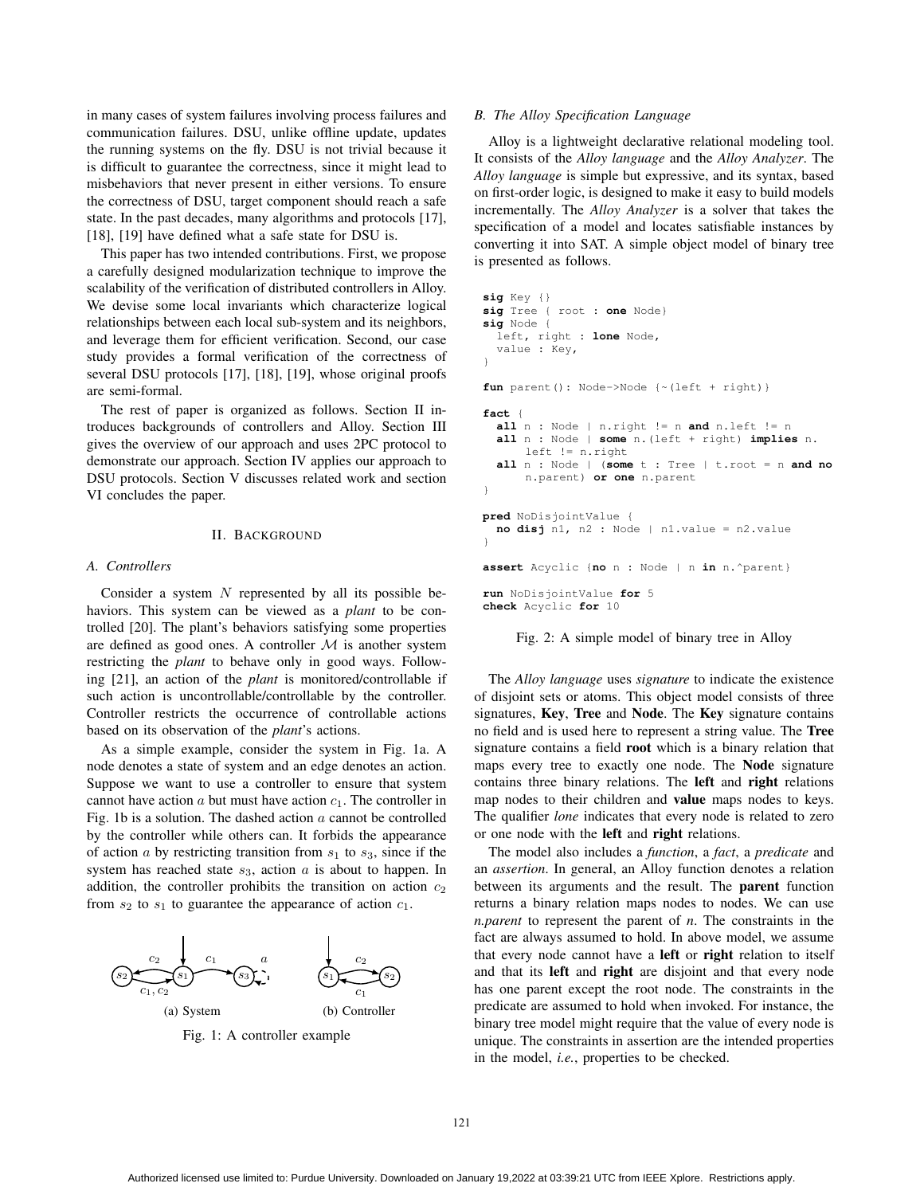in many cases of system failures involving process failures and communication failures. DSU, unlike offline update, updates the running systems on the fly. DSU is not trivial because it is difficult to guarantee the correctness, since it might lead to misbehaviors that never present in either versions. To ensure the correctness of DSU, target component should reach a safe state. In the past decades, many algorithms and protocols [17], [18], [19] have defined what a safe state for DSU is.

This paper has two intended contributions. First, we propose a carefully designed modularization technique to improve the scalability of the verification of distributed controllers in Alloy. We devise some local invariants which characterize logical relationships between each local sub-system and its neighbors, and leverage them for efficient verification. Second, our case study provides a formal verification of the correctness of several DSU protocols [17], [18], [19], whose original proofs are semi-formal.

The rest of paper is organized as follows. Section II introduces backgrounds of controllers and Alloy. Section III gives the overview of our approach and uses 2PC protocol to demonstrate our approach. Section IV applies our approach to DSU protocols. Section V discusses related work and section VI concludes the paper.

## II. Background

### A. Controllers

Consider a system $N$ represented by all its possible behaviors. This system can be viewed as a *plant* to be controlled [20]. The plant's behaviors satisfying some properties are defined as good ones. A controller $\mathcal{M}$ is another system restricting the *plant* to behave only in good ways. Following [21], an action of the *plant* is monitored/controllable if such action is uncontrollable/controllable by the controller. Controller restricts the occurrence of controllable actions based on its observation of the *plant*'s actions.

As a simple example, consider the system in Fig. 1a. A node denotes a state of system and an edge denotes an action. Suppose we want to use a controller to ensure that system cannot have action $a$ but must have action $c_1$. The controller in Fig. 1b is a solution. The dashed action $a$ cannot be controlled by the controller while others can. It forbids the appearance of action $a$ by restricting transition from $s_1$ to $s_3$, since if the system has reached state $s_3$, action $a$ is about to happen. In addition, the controller prohibits the transition on action $c_2$ from $s_2$ to $s_1$ to guarantee the appearance of action $c_1$.

$c_2$ $c_1$ $a$ $s_2$ $s_1$ $s_3$ $c_1, c_2$

(a) System

$c_2$ $s_1$ $s_2$ $c_1$

(b) Controller

Fig. 1: A controller example

### B. The Alloy Specification Language

Alloy is a lightweight declarative relational modeling tool. It consists of the *Alloy language* and the *Alloy Analyzer*. The *Alloy language* is simple but expressive, and its syntax, based on first-order logic, is designed to make it easy to build models incrementally. The *Alloy Analyzer* is a solver that takes the specification of a model and locates satisfiable instances by converting it into SAT. A simple object model of binary tree is presented as follows.

```
sig Key {}
sig Tree { root : one Node}
sig Node {
  left, right : lone Node,
  value : Key,
}

fun parent(): Node->Node {~(left + right)}

fact {
  all n : Node | n.right != n and n.left != n
  all n : Node | some n.(left + right) implies n.
      left != n.right
  all n : Node | (some t : Tree | t.root = n and no
      n.parent) or one n.parent
}

pred NoDisjointValue {
  no disj n1, n2 : Node | n1.value = n2.value
}

assert Acyclic {no n : Node | n in n.^parent}

run NoDisjointValue for 5
check Acyclic for 10
```

Fig. 2: A simple model of binary tree in Alloy

The *Alloy language* uses *signature* to indicate the existence of disjoint sets or atoms. This object model consists of three signatures, **Key**, **Tree** and **Node**. The **Key** signature contains no field and is used here to represent a string value. The **Tree** signature contains a field **root** which is a binary relation that maps every tree to exactly one node. The **Node** signature contains three binary relations. The **left** and **right** relations map nodes to their children and **value** maps nodes to keys. The qualifier *lone* indicates that every node is related to zero or one node with the **left** and **right** relations.

The model also includes a *function*, a *fact*, a *predicate* and an *assertion*. In general, an Alloy function denotes a relation between its arguments and the result. The **parent** function returns a binary relation maps nodes to nodes. We can use *n.parent* to represent the parent of *n*. The constraints in the fact are always assumed to hold. In above model, we assume that every node cannot have a **left** or **right** relation to itself and that its **left** and **right** are disjoint and that every node has one parent except the root node. The constraints in the predicate are assumed to hold when invoked. For instance, the binary tree model might require that the value of every node is unique. The constraints in assertion are the intended properties in the model, *i.e.*, properties to be checked.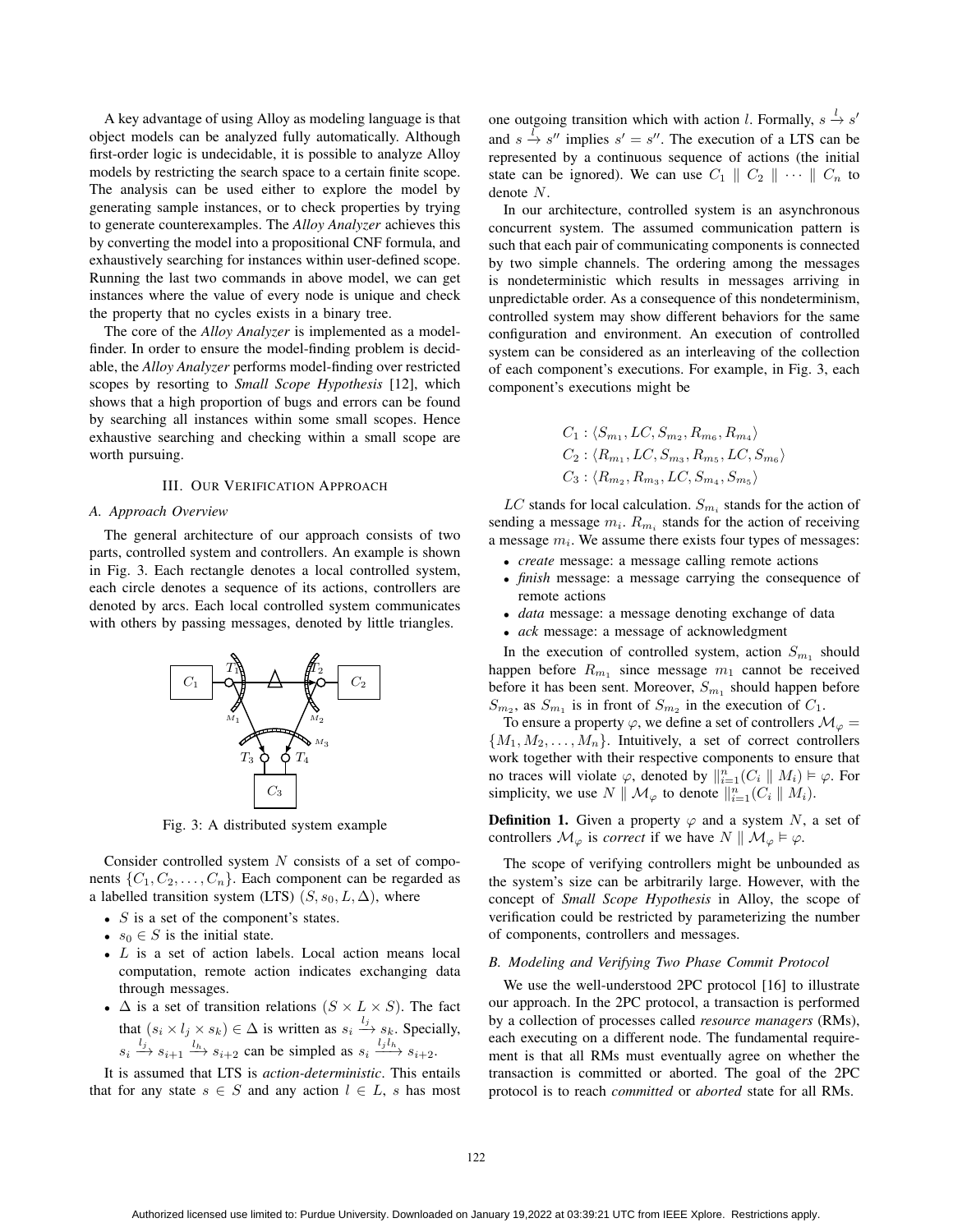A key advantage of using Alloy as modeling language is that object models can be analyzed fully automatically. Although first-order logic is undecidable, it is possible to analyze Alloy models by restricting the search space to a certain finite scope. The analysis can be used either to explore the model by generating sample instances, or to check properties by trying to generate counterexamples. The *Alloy Analyzer* achieves this by converting the model into a propositional CNF formula, and exhaustively searching for instances within user-defined scope. Running the last two commands in above model, we can get instances where the value of every node is unique and check the property that no cycles exists in a binary tree.

The core of the *Alloy Analyzer* is implemented as a model-finder. In order to ensure the model-finding problem is decidable, the *Alloy Analyzer* performs model-finding over restricted scopes by resorting to *Small Scope Hypothesis* [12], which shows that a high proportion of bugs and errors can be found by searching all instances within some small scopes. Hence exhaustive searching and checking within a small scope are worth pursuing.

## III. Our Verification Approach

### A. Approach Overview

The general architecture of our approach consists of two parts, controlled system and controllers. An example is shown in Fig. 3. Each rectangle denotes a local controlled system, each circle denotes a sequence of its actions, controllers are denoted by arcs. Each local controlled system communicates with others by passing messages, denoted by little triangles.

Fig. 3: A distributed system example

Consider controlled system $N$ consists of a set of components $\{C_1, C_2, \ldots, C_n\}$. Each component can be regarded as a labelled transition system (LTS) $(S, s_0, L, \Delta)$, where

- $S$ is a set of the component's states.
- $s_0 \in S$ is the initial state.
- $L$ is a set of action labels. Local action means local computation, remote action indicates exchanging data through messages.
- $\Delta$ is a set of transition relations $(S \times L \times S)$. The fact that $(s_i \times l_j \times s_k) \in \Delta$ is written as $s_i \xrightarrow{l_j} s_k$. Specially, $s_i \xrightarrow{l_j} s_{i+1} \xrightarrow{l_h} s_{i+2}$ can be simpled as $s_i \xrightarrow{l_j l_h} s_{i+2}$.

It is assumed that LTS is *action-deterministic*. This entails that for any state $s \in S$ and any action $l \in L$, $s$ has most one outgoing transition which with action $l$. Formally, $s \xrightarrow{l} s'$ and $s \xrightarrow{l} s''$ implies $s' = s''$. The execution of a LTS can be represented by a continuous sequence of actions (the initial state can be ignored). We can use $C_1 \parallel C_2 \parallel \cdots \parallel C_n$ to denote $N$.

In our architecture, controlled system is an asynchronous concurrent system. The assumed communication pattern is such that each pair of communicating components is connected by two simple channels. The ordering among the messages is nondeterministic which results in messages arriving in unpredictable order. As a consequence of this nondeterminism, controlled system may show different behaviors for the same configuration and environment. An execution of controlled system can be considered as an interleaving of the collection of each component's executions. For example, in Fig. 3, each component's executions might be

$$C_1 : \langle S_{m_1}, LC, S_{m_2}, R_{m_6}, R_{m_4} \rangle$$
$$C_2 : \langle R_{m_1}, LC, S_{m_3}, R_{m_5}, LC, S_{m_6} \rangle$$
$$C_3 : \langle R_{m_2}, R_{m_3}, LC, S_{m_4}, S_{m_5} \rangle$$

$LC$ stands for local calculation. $S_{m_i}$ stands for the action of sending a message $m_i$. $R_{m_i}$ stands for the action of receiving a message $m_i$. We assume there exists four types of messages:

- *create* message: a message calling remote actions
- *finish* message: a message carrying the consequence of remote actions
- *data* message: a message denoting exchange of data
- *ack* message: a message of acknowledgment

In the execution of controlled system, action $S_{m_1}$ should happen before $R_{m_1}$ since message $m_1$ cannot be received before it has been sent. Moreover, $S_{m_1}$ should happen before $S_{m_2}$, as $S_{m_1}$ is in front of $S_{m_2}$ in the execution of $C_1$.

To ensure a property $\varphi$, we define a set of controllers $\mathcal{M}_\varphi = \{M_1, M_2, \ldots, M_n\}$. Intuitively, a set of correct controllers work together with their respective components to ensure that no traces will violate $\varphi$, denoted by $\|_{i=1}^{n}(C_i \parallel M_i) \vDash \varphi$. For simplicity, we use $N \parallel \mathcal{M}_\varphi$ to denote $\|_{i=1}^{n}(C_i \parallel M_i)$.

**Definition 1.** Given a property $\varphi$ and a system $N$, a set of controllers $\mathcal{M}_\varphi$ is *correct* if we have $N \parallel \mathcal{M}_\varphi \vDash \varphi$.

The scope of verifying controllers might be unbounded as the system's size can be arbitrarily large. However, with the concept of *Small Scope Hypothesis* in Alloy, the scope of verification could be restricted by parameterizing the number of components, controllers and messages.

### B. Modeling and Verifying Two Phase Commit Protocol

We use the well-understood 2PC protocol [16] to illustrate our approach. In the 2PC protocol, a transaction is performed by a collection of processes called *resource managers* (RMs), each executing on a different node. The fundamental requirement is that all RMs must eventually agree on whether the transaction is committed or aborted. The goal of the 2PC protocol is to reach *committed* or *aborted* state for all RMs.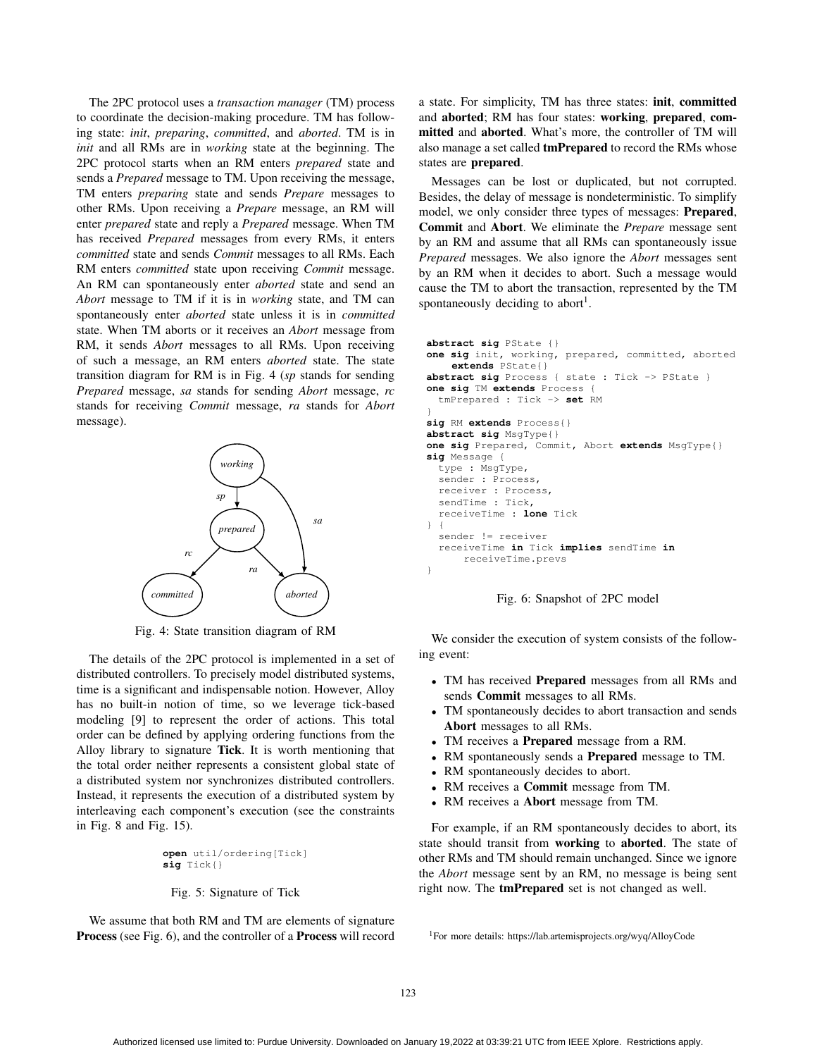The 2PC protocol uses a *transaction manager* (TM) process to coordinate the decision-making procedure. TM has following state: *init*, *preparing*, *committed*, and *aborted*. TM is in *init* and all RMs are in *working* state at the beginning. The 2PC protocol starts when an RM enters *prepared* state and sends a *Prepared* message to TM. Upon receiving the message, TM enters *preparing* state and sends *Prepare* messages to other RMs. Upon receiving a *Prepare* message, an RM will enter *prepared* state and reply a *Prepared* message. When TM has received *Prepared* messages from every RMs, it enters *committed* state and sends *Commit* messages to all RMs. Each RM enters *committed* state upon receiving *Commit* message. An RM can spontaneously enter *aborted* state and send an *Abort* message to TM if it is in *working* state, and TM can spontaneously enter *aborted* state unless it is in *committed* state. When TM aborts or it receives an *Abort* message from RM, it sends *Abort* messages to all RMs. Upon receiving of such a message, an RM enters *aborted* state. The state transition diagram for RM is in Fig. 4 (*sp* stands for sending *Prepared* message, *sa* stands for sending *Abort* message, *rc* stands for receiving *Commit* message, *ra* stands for *Abort* message).

Fig. 4: State transition diagram of RM

The details of the 2PC protocol is implemented in a set of distributed controllers. To precisely model distributed systems, time is a significant and indispensable notion. However, Alloy has no built-in notion of time, so we leverage tick-based modeling [9] to represent the order of actions. This total order can be defined by applying ordering functions from the Alloy library to signature **Tick**. It is worth mentioning that the total order neither represents a consistent global state of a distributed system nor synchronizes distributed controllers. Instead, it represents the execution of a distributed system by interleaving each component's execution (see the constraints in Fig. 8 and Fig. 15).

```
open util/ordering[Tick]
sig Tick{}
```

Fig. 5: Signature of Tick

We assume that both RM and TM are elements of signature **Process** (see Fig. 6), and the controller of a **Process** will record a state. For simplicity, TM has three states: **init**, **committed** and **aborted**; RM has four states: **working**, **prepared**, **committed** and **aborted**. What's more, the controller of TM will also manage a set called **tmPrepared** to record the RMs whose states are **prepared**.

Messages can be lost or duplicated, but not corrupted. Besides, the delay of message is nondeterministic. To simplify model, we only consider three types of messages: **Prepared**, **Commit** and **Abort**. We eliminate the *Prepare* message sent by an RM and assume that all RMs can spontaneously issue *Prepared* messages. We also ignore the *Abort* messages sent by an RM when it decides to abort. Such a message would cause the TM to abort the transaction, represented by the TM spontaneously deciding to abort[1].

```
abstract sig PState {}
one sig init, working, prepared, committed, aborted
    extends PState{}
abstract sig Process { state : Tick -> PState }
one sig TM extends Process {
  tmPrepared : Tick -> set RM
}
sig RM extends Process{}
abstract sig MsgType{}
one sig Prepared, Commit, Abort extends MsgType{}
sig Message {
  type : MsgType,
  sender : Process,
  receiver : Process,
  sendTime : Tick,
  receiveTime : lone Tick
} {
  sender != receiver
  receiveTime in Tick implies sendTime in
      receiveTime.prevs
}
```

Fig. 6: Snapshot of 2PC model

We consider the execution of system consists of the following event:

- TM has received **Prepared** messages from all RMs and sends **Commit** messages to all RMs.
- TM spontaneously decides to abort transaction and sends **Abort** messages to all RMs.
- TM receives a **Prepared** message from a RM.
- RM spontaneously sends a **Prepared** message to TM.
- RM spontaneously decides to abort.
- RM receives a **Commit** message from TM.
- RM receives a **Abort** message from TM.

For example, if an RM spontaneously decides to abort, its state should transit from **working** to **aborted**. The state of other RMs and TM should remain unchanged. Since we ignore the *Abort* message sent by an RM, no message is being sent right now. The **tmPrepared** set is not changed as well.

[1]For more details: https://lab.artemisprojects.org/wyq/AlloyCode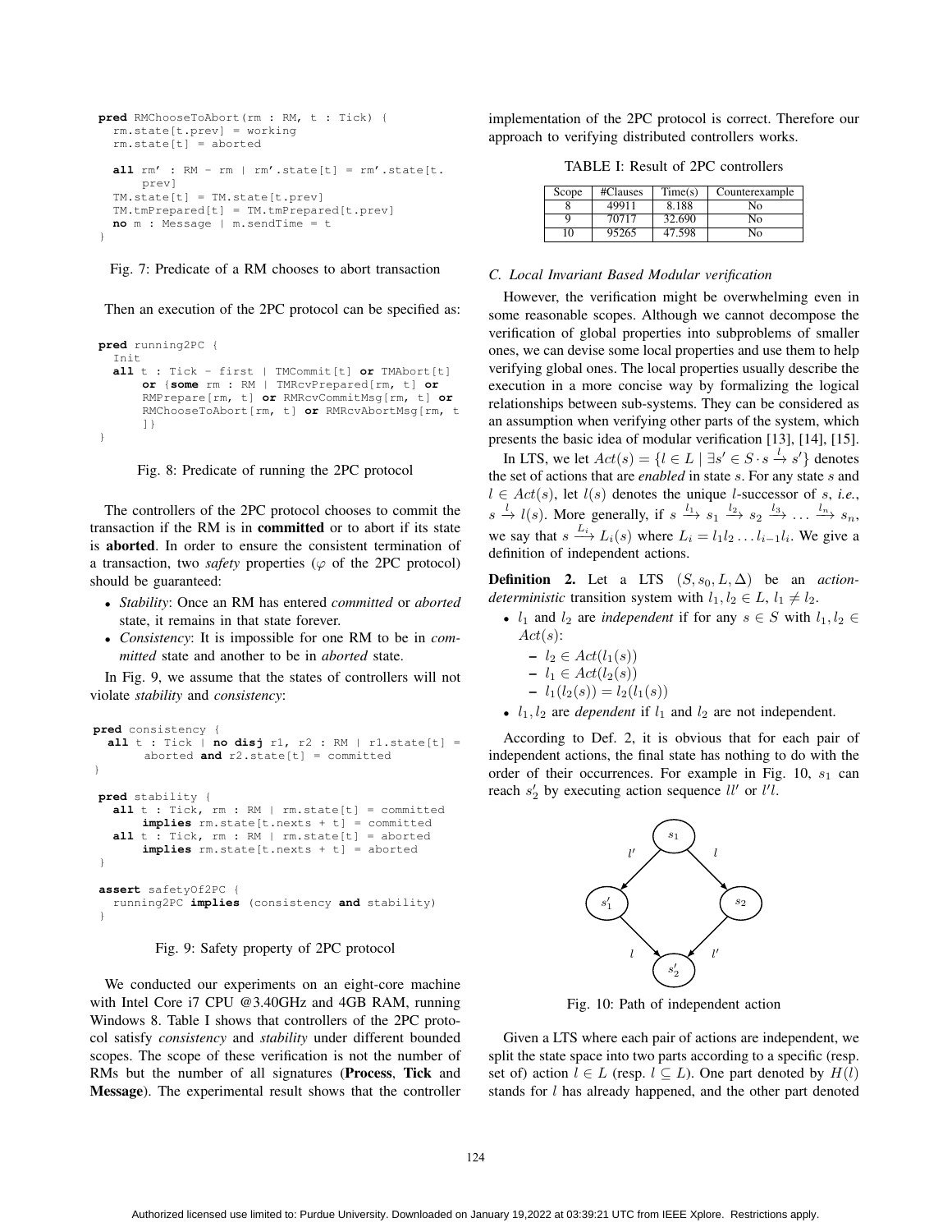```
pred RMChooseToAbort(rm : RM, t : Tick) {
  rm.state[t.prev] = working
  rm.state[t] = aborted

  all rm' : RM - rm | rm'.state[t] = rm'.state[t.
      prev]
  TM.state[t] = TM.state[t.prev]
  TM.tmPrepared[t] = TM.tmPrepared[t.prev]
  no m : Message | m.sendTime = t
}
```

Fig. 7: Predicate of a RM chooses to abort transaction

Then an execution of the 2PC protocol can be specified as:

```
pred running2PC {
  Init
  all t : Tick - first | TMCommit[t] or TMAbort[t]
      or {some rm : RM | TMRcvPrepared[rm, t] or
      RMPrepare[rm, t] or RMRcvCommitMsg[rm, t] or
      RMChooseToAbort[rm, t] or RMRcvAbortMsg[rm, t
      ]}
}
```

Fig. 8: Predicate of running the 2PC protocol

The controllers of the 2PC protocol chooses to commit the transaction if the RM is in **committed** or to abort if its state is **aborted**. In order to ensure the consistent termination of a transaction, two *safety* properties ($\varphi$ of the 2PC protocol) should be guaranteed:

- *Stability*: Once an RM has entered *committed* or *aborted* state, it remains in that state forever.
- *Consistency*: It is impossible for one RM to be in *committed* state and another to be in *aborted* state.

In Fig. 9, we assume that the states of controllers will not violate *stability* and *consistency*:

```
pred consistency {
  all t : Tick | no disj r1, r2 : RM | r1.state[t] =
       aborted and r2.state[t] = committed
}

pred stability {
  all t : Tick, rm : RM | rm.state[t] = committed
      implies rm.state[t.nexts + t] = committed
  all t : Tick, rm : RM | rm.state[t] = aborted
      implies rm.state[t.nexts + t] = aborted
}

assert safetyOf2PC {
  running2PC implies (consistency and stability)
}
```

Fig. 9: Safety property of 2PC protocol

We conducted our experiments on an eight-core machine with Intel Core i7 CPU @3.40GHz and 4GB RAM, running Windows 8. Table I shows that controllers of the 2PC protocol satisfy *consistency* and *stability* under different bounded scopes. The scope of these verification is not the number of RMs but the number of all signatures (**Process**, **Tick** and **Message**). The experimental result shows that the controller implementation of the 2PC protocol is correct. Therefore our approach to verifying distributed controllers works.

TABLE I: Result of 2PC controllers

| Scope | #Clauses | Time(s) | Counterexample |
|---|---|---|---|
| 8 | 49911 | 8.188 | No |
| 9 | 70717 | 32.690 | No |
| 10 | 95265 | 47.598 | No |

### C. Local Invariant Based Modular verification

However, the verification might be overwhelming even in some reasonable scopes. Although we cannot decompose the verification of global properties into subproblems of smaller ones, we can devise some local properties and use them to help verifying global ones. The local properties usually describe the execution in a more concise way by formalizing the logical relationships between sub-systems. They can be considered as an assumption when verifying other parts of the system, which presents the basic idea of modular verification [13], [14], [15].

In LTS, we let $Act(s) = \{l \in L \mid \exists s' \in S \cdot s \xrightarrow{l} s'\}$ denotes the set of actions that are *enabled* in state $s$. For any state $s$ and $l \in Act(s)$, let $l(s)$ denotes the unique $l$-successor of $s$, *i.e.*, $s \xrightarrow{l} l(s)$. More generally, if $s \xrightarrow{l_1} s_1 \xrightarrow{l_2} s_2 \xrightarrow{l_3} \ldots \xrightarrow{l_n} s_n$, we say that $s \xrightarrow{L_i} L_i(s)$ where $L_i = l_1 l_2 \ldots l_{i-1} l_i$. We give a definition of independent actions.

**Definition 2.** Let a LTS $(S, s_0, L, \Delta)$ be an *action-deterministic* transition system with $l_1, l_2 \in L$, $l_1 \neq l_2$.

- $l_1$ and $l_2$ are *independent* if for any $s \in S$ with $l_1, l_2 \in Act(s)$:
  - $l_2 \in Act(l_1(s))$
  - $l_1 \in Act(l_2(s))$
  - $l_1(l_2(s)) = l_2(l_1(s))$
- $l_1, l_2$ are *dependent* if $l_1$ and $l_2$ are not independent.

According to Def. 2, it is obvious that for each pair of independent actions, the final state has nothing to do with the order of their occurrences. For example in Fig. 10, $s_1$ can reach $s_2'$ by executing action sequence $ll'$ or $l'l$.

Fig. 10: Path of independent action

Given a LTS where each pair of actions are independent, we split the state space into two parts according to a specific (resp. set of) action $l \in L$ (resp. $l \subseteq L$). One part denoted by $H(l)$ stands for $l$ has already happened, and the other part denoted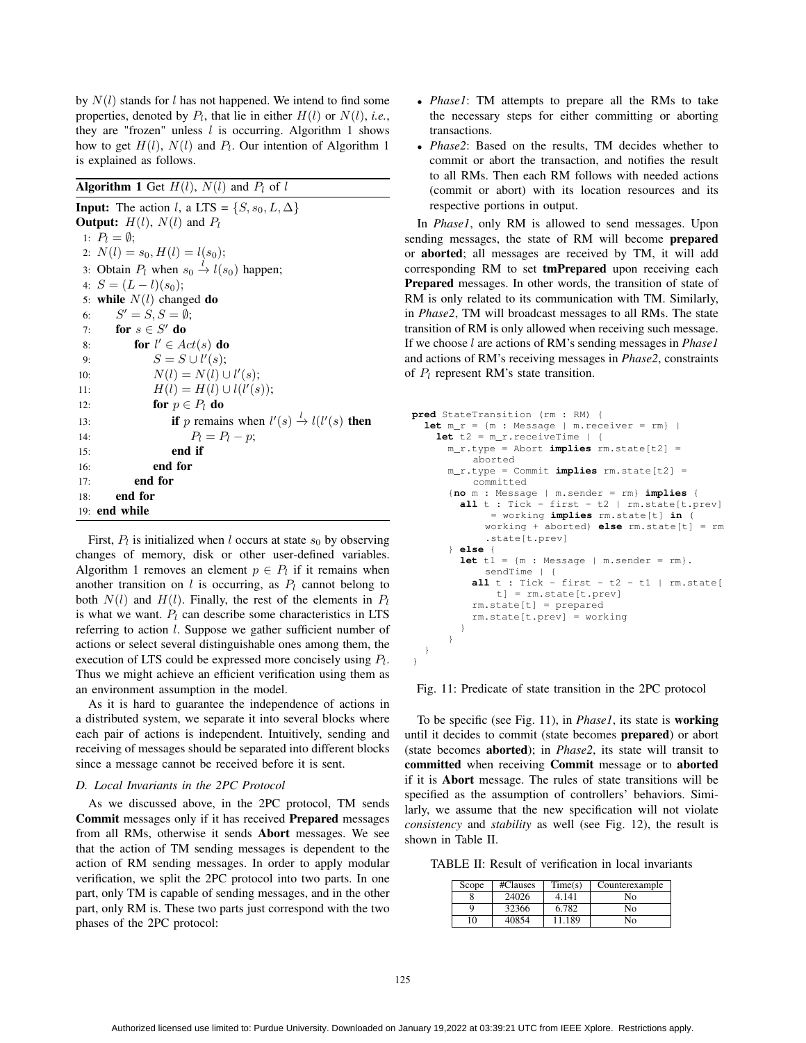by $N(l)$ stands for $l$ has not happened. We intend to find some properties, denoted by $P_l$, that lie in either $H(l)$ or $N(l)$, *i.e.*, they are "frozen" unless $l$ is occurring. Algorithm 1 shows how to get $H(l)$, $N(l)$ and $P_l$. Our intention of Algorithm 1 is explained as follows.

**Algorithm 1** Get $H(l)$, $N(l)$ and $P_l$ of $l$

**Input:** The action $l$, a LTS = $\{S, s_0, L, \Delta\}$
**Output:** $H(l)$, $N(l)$ and $P_l$

1: $P_l = \emptyset$;
2: $N(l) = s_0, H(l) = l(s_0)$;
3: Obtain $P_l$ when $s_0 \xrightarrow{l} l(s_0)$ happen;
4: $S = (L - l)(s_0)$;
5: **while** $N(l)$ changed **do**
6: $\quad S' = S, S = \emptyset$;
7: $\quad$ **for** $s \in S'$ **do**
8: $\quad\quad$ **for** $l' \in Act(s)$ **do**
9: $\quad\quad\quad S = S \cup l'(s)$;
10: $\quad\quad\quad N(l) = N(l) \cup l'(s)$;
11: $\quad\quad\quad H(l) = H(l) \cup l(l'(s))$;
12: $\quad\quad\quad$ **for** $p \in P_l$ **do**
13: $\quad\quad\quad\quad$ **if** $p$ remains when $l'(s) \xrightarrow{l} l(l'(s)$ **then**
14: $\quad\quad\quad\quad\quad P_l = P_l - p$;
15: $\quad\quad\quad\quad$ **end if**
16: $\quad\quad\quad$ **end for**
17: $\quad\quad$ **end for**
18: $\quad$ **end for**
19: **end while**

First, $P_l$ is initialized when $l$ occurs at state $s_0$ by observing changes of memory, disk or other user-defined variables. Algorithm 1 removes an element $p \in P_l$ if it remains when another transition on $l$ is occurring, as $P_l$ cannot belong to both $N(l)$ and $H(l)$. Finally, the rest of the elements in $P_l$ is what we want. $P_l$ can describe some characteristics in LTS referring to action $l$. Suppose we gather sufficient number of actions or select several distinguishable ones among them, the execution of LTS could be expressed more concisely using $P_l$. Thus we might achieve an efficient verification using them as an environment assumption in the model.

As it is hard to guarantee the independence of actions in a distributed system, we separate it into several blocks where each pair of actions is independent. Intuitively, sending and receiving of messages should be separated into different blocks since a message cannot be received before it is sent.

### D. Local Invariants in the 2PC Protocol

As we discussed above, in the 2PC protocol, TM sends **Commit** messages only if it has received **Prepared** messages from all RMs, otherwise it sends **Abort** messages. We see that the action of TM sending messages is dependent to the action of RM sending messages. In order to apply modular verification, we split the 2PC protocol into two parts. In one part, only TM is capable of sending messages, and in the other part, only RM is. These two parts just correspond with the two phases of the 2PC protocol:

- *Phase1*: TM attempts to prepare all the RMs to take the necessary steps for either committing or aborting transactions.
- *Phase2*: Based on the results, TM decides whether to commit or abort the transaction, and notifies the result to all RMs. Then each RM follows with needed actions (commit or abort) with its location resources and its respective portions in output.

In *Phase1*, only RM is allowed to send messages. Upon sending messages, the state of RM will become **prepared** or **aborted**; all messages are received by TM, it will add corresponding RM to set **tmPrepared** upon receiving each **Prepared** messages. In other words, the transition of state of RM is only related to its communication with TM. Similarly, in *Phase2*, TM will broadcast messages to all RMs. The state transition of RM is only allowed when receiving such message. If we choose $l$ are actions of RM's sending messages in *Phase1* and actions of RM's receiving messages in *Phase2*, constraints of $P_l$ represent RM's state transition.

```
pred StateTransition (rm : RM) {
  let m_r = {m : Message | m.receiver = rm} |
    let t2 = m_r.receiveTime | {
      m_r.type = Abort implies rm.state[t2] =
          aborted
      m_r.type = Commit implies rm.state[t2] =
          committed
      {no m : Message | m.sender = rm} implies {
        all t : Tick - first - t2 | rm.state[t.prev]
            = working implies rm.state[t] in (
            working + aborted) else rm.state[t] = rm
            .state[t.prev]
      } else {
        let t1 = {m : Message | m.sender = rm}.
            sendTime | {
          all t : Tick - first - t2 - t1 | rm.state[
              t] = rm.state[t.prev]
          rm.state[t] = prepared
          rm.state[t.prev] = working
        }
      }
  }
}
```

Fig. 11: Predicate of state transition in the 2PC protocol

To be specific (see Fig. 11), in *Phase1*, its state is **working** until it decides to commit (state becomes **prepared**) or abort (state becomes **aborted**); in *Phase2*, its state will transit to **committed** when receiving **Commit** message or to **aborted** if it is **Abort** message. The rules of state transitions will be specified as the assumption of controllers' behaviors. Similarly, we assume that the new specification will not violate *consistency* and *stability* as well (see Fig. 12), the result is shown in Table II.

TABLE II: Result of verification in local invariants

| Scope | #Clauses | Time(s) | Counterexample |
|---|---|---|---|
| 8 | 24026 | 4.141 | No |
| 9 | 32366 | 6.782 | No |
| 10 | 40854 | 11.189 | No |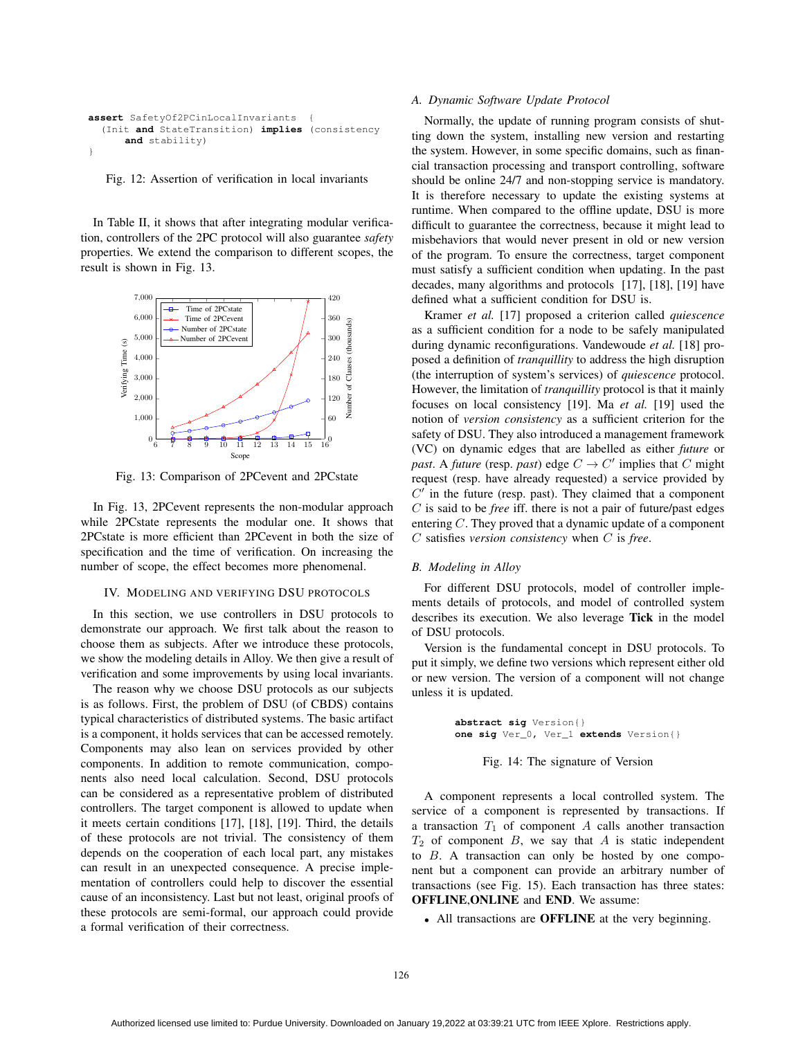```
assert SafetyOf2PCinLocalInvariants {
  (Init and StateTransition) implies (consistency
      and stability)
}
```

Fig. 12: Assertion of verification in local invariants

In Table II, it shows that after integrating modular verification, controllers of the 2PC protocol will also guarantee *safety* properties. We extend the comparison to different scopes, the result is shown in Fig. 13.

Verifying Time (s)
7,000
6,000
5,000
4,000
3,000
2,000
1,000
0

Number of Clauses (thousands)
420
360
300
240
180
120
60
0

Scope
6 7 8 9 10 11 12 13 14 15 16

Time of 2PCstate
Time of 2PCevent
Number of 2PCstate
Number of 2PCevent

Fig. 13: Comparison of 2PCevent and 2PCstate

In Fig. 13, 2PCevent represents the non-modular approach while 2PCstate represents the modular one. It shows that 2PCstate is more efficient than 2PCevent in both the size of specification and the time of verification. On increasing the number of scope, the effect becomes more phenomenal.

## IV. Modeling and Verifying DSU Protocols

In this section, we use controllers in DSU protocols to demonstrate our approach. We first talk about the reason to choose them as subjects. After we introduce these protocols, we show the modeling details in Alloy. We then give a result of verification and some improvements by using local invariants.

The reason why we choose DSU protocols as our subjects is as follows. First, the problem of DSU (of CBDS) contains typical characteristics of distributed systems. The basic artifact is a component, it holds services that can be accessed remotely. Components may also lean on services provided by other components. In addition to remote communication, components also need local calculation. Second, DSU protocols can be considered as a representative problem of distributed controllers. The target component is allowed to update when it meets certain conditions [17], [18], [19]. Third, the details of these protocols are not trivial. The consistency of them depends on the cooperation of each local part, any mistakes can result in an unexpected consequence. A precise implementation of controllers could help to discover the essential cause of an inconsistency. Last but not least, original proofs of these protocols are semi-formal, our approach could provide a formal verification of their correctness.

### A. Dynamic Software Update Protocol

Normally, the update of running program consists of shutting down the system, installing new version and restarting the system. However, in some specific domains, such as financial transaction processing and transport controlling, software should be online 24/7 and non-stopping service is mandatory. It is therefore necessary to update the existing systems at runtime. When compared to the offline update, DSU is more difficult to guarantee the correctness, because it might lead to misbehaviors that would never present in old or new version of the program. To ensure the correctness, target component must satisfy a sufficient condition when updating. In the past decades, many algorithms and protocols [17], [18], [19] have defined what a sufficient condition for DSU is.

Kramer *et al.* [17] proposed a criterion called *quiescence* as a sufficient condition for a node to be safely manipulated during dynamic reconfigurations. Vandewoude *et al.* [18] proposed a definition of *tranquillity* to address the high disruption (the interruption of system's services) of *quiescence* protocol. However, the limitation of *tranquillity* protocol is that it mainly focuses on local consistency [19]. Ma *et al.* [19] used the notion of *version consistency* as a sufficient criterion for the safety of DSU. They also introduced a management framework (VC) on dynamic edges that are labelled as either *future* or *past*. A *future* (resp. *past*) edge $C \rightarrow C'$ implies that $C$ might request (resp. have already requested) a service provided by $C'$ in the future (resp. past). They claimed that a component $C$ is said to be *free* iff. there is not a pair of future/past edges entering $C$. They proved that a dynamic update of a component $C$ satisfies *version consistency* when $C$ is *free*.

### B. Modeling in Alloy

For different DSU protocols, model of controller implements details of protocols, and model of controlled system describes its execution. We also leverage **Tick** in the model of DSU protocols.

Version is the fundamental concept in DSU protocols. To put it simply, we define two versions which represent either old or new version. The version of a component will not change unless it is updated.

```
abstract sig Version{}
one sig Ver_0, Ver_1 extends Version{}
```

Fig. 14: The signature of Version

A component represents a local controlled system. The service of a component is represented by transactions. If a transaction $T_1$ of component $A$ calls another transaction $T_2$ of component $B$, we say that $A$ is static independent to $B$. A transaction can only be hosted by one component but a component can provide an arbitrary number of transactions (see Fig. 15). Each transaction has three states: **OFFLINE**,**ONLINE** and **END**. We assume:

- All transactions are **OFFLINE** at the very beginning.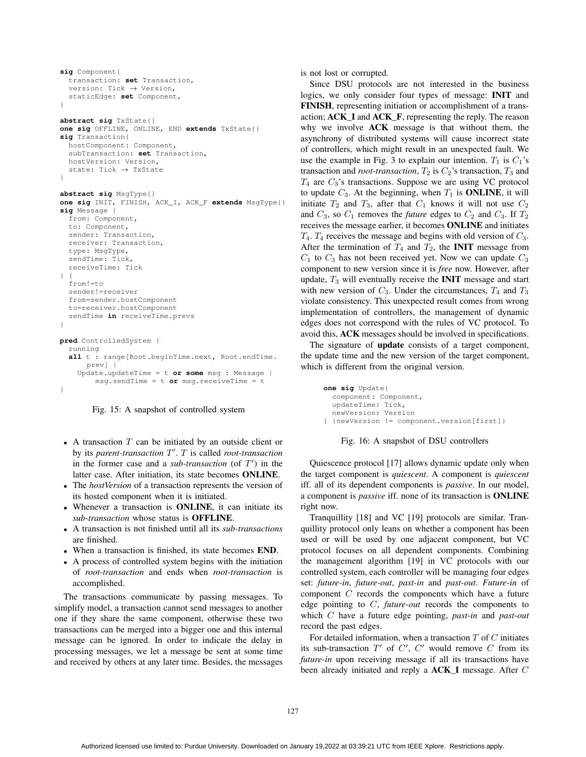```
sig Component{
  transaction: set Transaction,
  version: Tick → Version,
  staticEdge: set Component,
}

abstract sig TxState{}
one sig OFFLINE, ONLINE, END extends TxState{}
sig Transaction{
  hostComponent: Component,
  subTransaction: set Transaction,
  hostVersion: Version,
  state: Tick → TxState
}

abstract sig MsgType{}
one sig INIT, FINISH, ACK_I, ACK_F extends MsgType{}
sig Message {
  from: Component,
  to: Component,
  sender: Transaction,
  receiver: Transaction,
  type: MsgType,
  sendTime: Tick,
  receiveTime: Tick
} {
  from!=to
  sender!=receiver
  from=sender.hostComponent
  to=receiver.hostComponent
  sendTime in receiveTime.prevs
}

pred ControlledSystem {
  running
  all t : range[Root.beginTime.next, Root.endTime.
      prev] |
    Update.updateTime = t or some msg : Message |
        msg.sendTime = t or msg.receiveTime = t
}
```

Fig. 15: A snapshot of controlled system

- A transaction $T$ can be initiated by an outside client or by its *parent-transaction* $T'$. $T$ is called *root-transaction* in the former case and a *sub-transaction* (of $T'$) in the latter case. After initiation, its state becomes **ONLINE**.
- The *hostVersion* of a transaction represents the version of its hosted component when it is initiated.
- Whenever a transaction is **ONLINE**, it can initiate its *sub-transaction* whose status is **OFFLINE**.
- A transaction is not finished until all its *sub-transactions* are finished.
- When a transaction is finished, its state becomes **END**.
- A process of controlled system begins with the initiation of *root-transaction* and ends when *root-transaction* is accomplished.

The transactions communicate by passing messages. To simplify model, a transaction cannot send messages to another one if they share the same component, otherwise these two transactions can be merged into a bigger one and this internal message can be ignored. In order to indicate the delay in processing messages, we let a message be sent at some time and received by others at any later time. Besides, the messages is not lost or corrupted.

Since DSU protocols are not interested in the business logics, we only consider four types of message: **INIT** and **FINISH**, representing initiation or accomplishment of a transaction; **ACK_I** and **ACK_F**, representing the reply. The reason why we involve **ACK** message is that without them, the asynchrony of distributed systems will cause incorrect state of controllers, which might result in an unexpected fault. We use the example in Fig. 3 to explain our intention. $T_1$ is $C_1$'s transaction and *root-transaction*, $T_2$ is $C_2$'s transaction, $T_3$ and $T_4$ are $C_3$'s transactions. Suppose we are using VC protocol to update $C_3$. At the beginning, when $T_1$ is **ONLINE**, it will initiate $T_2$ and $T_3$, after that $C_1$ knows it will not use $C_2$ and $C_3$, so $C_1$ removes the *future* edges to $C_2$ and $C_3$. If $T_2$ receives the message earlier, it becomes **ONLINE** and initiates $T_4$. $T_4$ receives the message and begins with old version of $C_3$. After the termination of $T_4$ and $T_2$, the **INIT** message from $C_1$ to $C_3$ has not been received yet. Now we can update $C_3$ component to new version since it is *free* now. However, after update, $T_3$ will eventually receive the **INIT** message and start with new version of $C_3$. Under the circumstances, $T_4$ and $T_3$ violate consistency. This unexpected result comes from wrong implementation of controllers, the management of dynamic edges does not correspond with the rules of VC protocol. To avoid this, **ACK** messages should be involved in specifications.

The signature of **update** consists of a target component, the update time and the new version of the target component, which is different from the original version.

```
one sig Update{
  component: Component,
  updateTime: Tick,
  newVersion: Version
} {newVersion != component.version[first]}
```

Fig. 16: A snapshot of DSU controllers

Quiescence protocol [17] allows dynamic update only when the target component is *quiescent*. A component is *quiescent* iff. all of its dependent components is *passive*. In our model, a component is *passive* iff. none of its transaction is **ONLINE** right now.

Tranquillity [18] and VC [19] protocols are similar. Tranquillity protocol only leans on whether a component has been used or will be used by one adjacent component, but VC protocol focuses on all dependent components. Combining the management algorithm [19] in VC protocols with our controlled system, each controller will be managing four edges set: *future-in*, *future-out*, *past-in* and *past-out*. *Future-in* of component $C$ records the components which have a future edge pointing to $C$, *future-out* records the components to which $C$ have a future edge pointing, *past-in* and *past-out* record the past edges.

For detailed information, when a transaction $T$ of $C$ initiates its sub-transaction $T'$ of $C'$, $C'$ would remove $C$ from its *future-in* upon receiving message if all its transactions have been already initiated and reply a **ACK_I** message. After $C$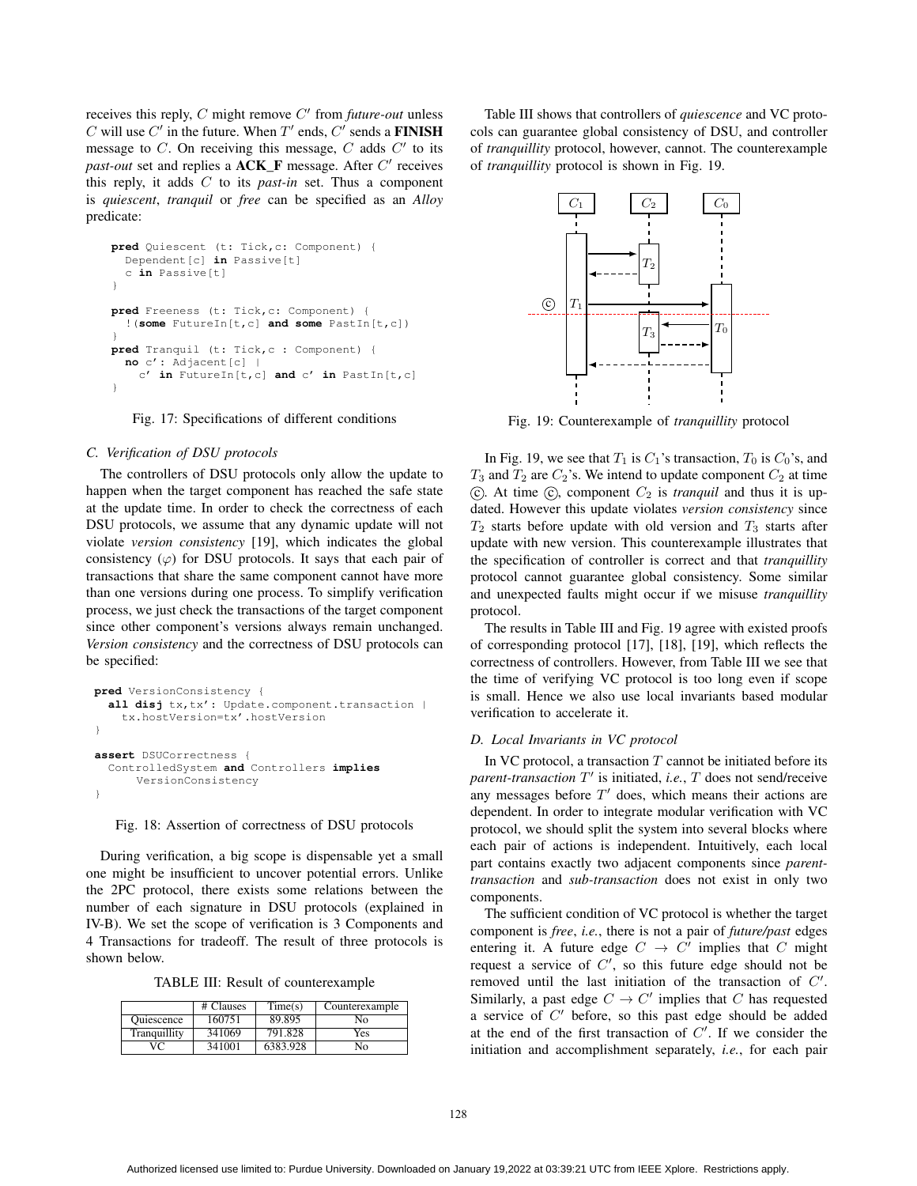receives this reply, $C$ might remove $C'$ from *future-out* unless $C$ will use $C'$ in the future. When $T'$ ends, $C'$ sends a **FINISH** message to $C$. On receiving this message, $C$ adds $C'$ to its *past-out* set and replies a **ACK_F** message. After $C'$ receives this reply, it adds $C$ to its *past-in* set. Thus a component is *quiescent*, *tranquil* or *free* can be specified as an *Alloy* predicate:

```
pred Quiescent (t: Tick,c: Component) {
  Dependent[c] in Passive[t]
  c in Passive[t]
}

pred Freeness (t: Tick,c: Component) {
  !(some FutureIn[t,c] and some PastIn[t,c])
}
pred Tranquil (t: Tick,c : Component) {
  no c': Adjacent[c] |
    c' in FutureIn[t,c] and c' in PastIn[t,c]
}
```

Fig. 17: Specifications of different conditions

### C. Verification of DSU protocols

The controllers of DSU protocols only allow the update to happen when the target component has reached the safe state at the update time. In order to check the correctness of each DSU protocols, we assume that any dynamic update will not violate *version consistency* [19], which indicates the global consistency ($\varphi$) for DSU protocols. It says that each pair of transactions that share the same component cannot have more than one versions during one process. To simplify verification process, we just check the transactions of the target component since other component's versions always remain unchanged. *Version consistency* and the correctness of DSU protocols can be specified:

```
pred VersionConsistency {
  all disj tx,tx': Update.component.transaction |
    tx.hostVersion=tx'.hostVersion
}

assert DSUCorrectness {
  ControlledSystem and Controllers implies
      VersionConsistency
}
```

Fig. 18: Assertion of correctness of DSU protocols

During verification, a big scope is dispensable yet a small one might be insufficient to uncover potential errors. Unlike the 2PC protocol, there exists some relations between the number of each signature in DSU protocols (explained in IV-B). We set the scope of verification is 3 Components and 4 Transactions for tradeoff. The result of three protocols is shown below.

TABLE III: Result of counterexample

| | # Clauses | Time(s) | Counterexample |
|---|---|---|---|
| Quiescence | 160751 | 89.895 | No |
| Tranquillity | 341069 | 791.828 | Yes |
| VC | 341001 | 6383.928 | No |

Table III shows that controllers of *quiescence* and VC protocols can guarantee global consistency of DSU, and controller of *tranquillity* protocol, however, cannot. The counterexample of *tranquillity* protocol is shown in Fig. 19.

Fig. 19: Counterexample of *tranquillity* protocol

In Fig. 19, we see that $T_1$ is $C_1$'s transaction, $T_0$ is $C_0$'s, and $T_3$ and $T_2$ are $C_2$'s. We intend to update component $C_2$ at time ⓒ. At time ⓒ, component $C_2$ is *tranquil* and thus it is updated. However this update violates *version consistency* since $T_2$ starts before update with old version and $T_3$ starts after update with new version. This counterexample illustrates that the specification of controller is correct and that *tranquillity* protocol cannot guarantee global consistency. Some similar and unexpected faults might occur if we misuse *tranquillity* protocol.

The results in Table III and Fig. 19 agree with existed proofs of corresponding protocol [17], [18], [19], which reflects the correctness of controllers. However, from Table III we see that the time of verifying VC protocol is too long even if scope is small. Hence we also use local invariants based modular verification to accelerate it.

### D. Local Invariants in VC protocol

In VC protocol, a transaction $T$ cannot be initiated before its *parent-transaction* $T'$ is initiated, *i.e.*, $T$ does not send/receive any messages before $T'$ does, which means their actions are dependent. In order to integrate modular verification with VC protocol, we should split the system into several blocks where each pair of actions is independent. Intuitively, each local part contains exactly two adjacent components since *parent-transaction* and *sub-transaction* does not exist in only two components.

The sufficient condition of VC protocol is whether the target component is *free*, *i.e.*, there is not a pair of *future/past* edges entering it. A future edge $C \rightarrow C'$ implies that $C$ might request a service of $C'$, so this future edge should not be removed until the last initiation of the transaction of $C'$. Similarly, a past edge $C \rightarrow C'$ implies that $C$ has requested a service of $C'$ before, so this past edge should be added at the end of the first transaction of $C'$. If we consider the initiation and accomplishment separately, *i.e.*, for each pair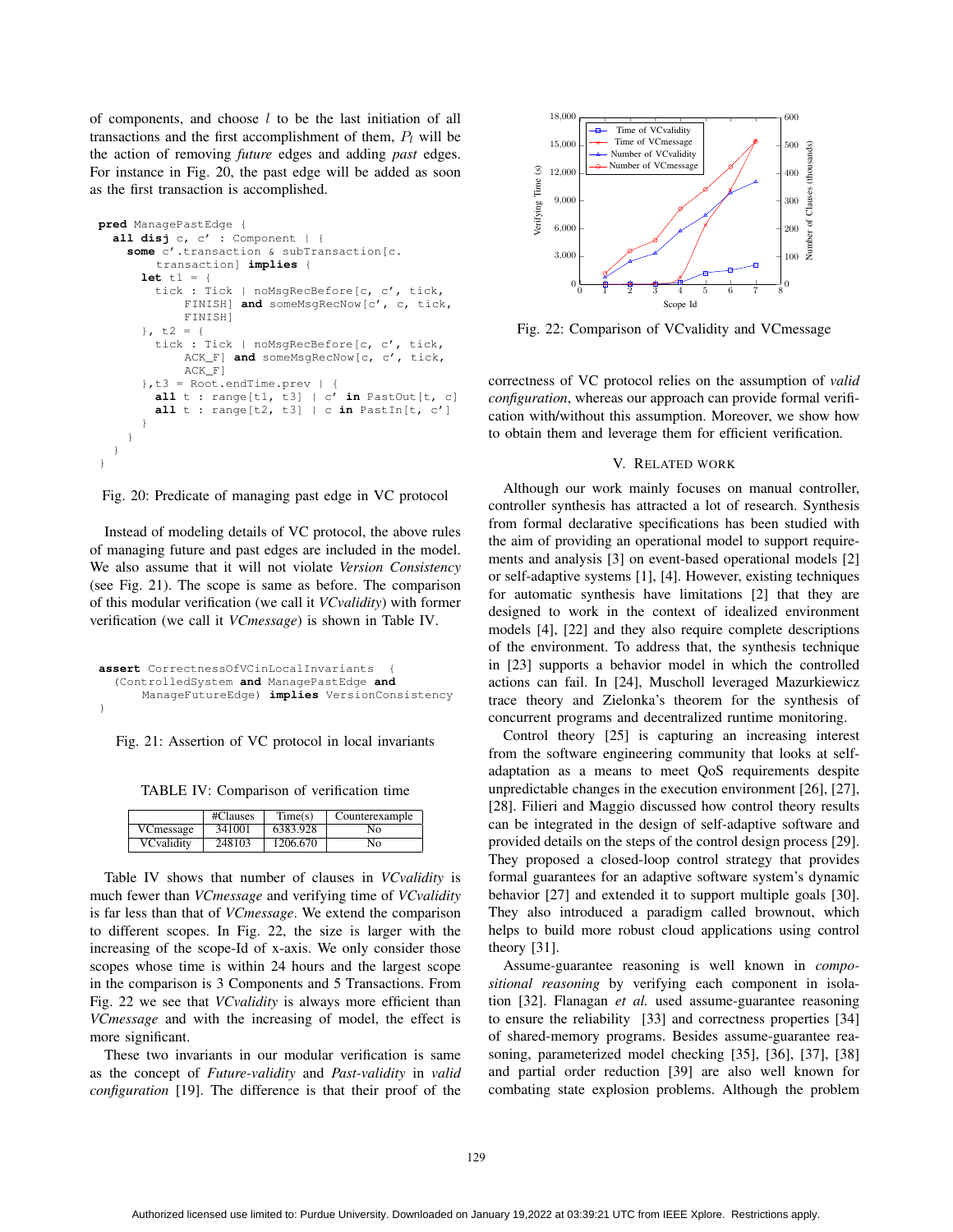of components, and choose $l$ to be the last initiation of all transactions and the first accomplishment of them, $P_l$ will be the action of removing *future* edges and adding *past* edges. For instance in Fig. 20, the past edge will be added as soon as the first transaction is accomplished.

```
pred ManagePastEdge {
  all disj c, c' : Component | {
    some c'.transaction & subTransaction[c.
        transaction] implies {
      let t1 = {
        tick : Tick | noMsgRecBefore[c, c', tick,
            FINISH] and someMsgRecNow[c', c, tick,
            FINISH]
      }, t2 = {
        tick : Tick | noMsgRecBefore[c, c', tick,
            ACK_F] and someMsgRecNow[c, c', tick,
            ACK_F]
      },t3 = Root.endTime.prev | {
        all t : range[t1, t3] | c' in PastOut[t, c]
        all t : range[t2, t3] | c in PastIn[t, c']
      }
    }
  }
}
```

Fig. 20: Predicate of managing past edge in VC protocol

Instead of modeling details of VC protocol, the above rules of managing future and past edges are included in the model. We also assume that it will not violate *Version Consistency* (see Fig. 21). The scope is same as before. The comparison of this modular verification (we call it *VCvalidity*) with former verification (we call it *VCmessage*) is shown in Table IV.

```
assert CorrectnessOfVCinLocalInvariants  {
  (ControlledSystem and ManagePastEdge and
      ManageFutureEdge) implies VersionConsistency
}
```

Fig. 21: Assertion of VC protocol in local invariants

TABLE IV: Comparison of verification time

| | #Clauses | Time(s) | Counterexample |
|---|---|---|---|
| VCmessage | 341001 | 6383.928 | No |
| VCvalidity | 248103 | 1206.670 | No |

Table IV shows that number of clauses in *VCvalidity* is much fewer than *VCmessage* and verifying time of *VCvalidity* is far less than that of *VCmessage*. We extend the comparison to different scopes. In Fig. 22, the size is larger with the increasing of the scope-Id of x-axis. We only consider those scopes whose time is within 24 hours and the largest scope in the comparison is 3 Components and 5 Transactions. From Fig. 22 we see that *VCvalidity* is always more efficient than *VCmessage* and with the increasing of model, the effect is more significant.

These two invariants in our modular verification is same as the concept of *Future-validity* and *Past-validity* in *valid configuration* [19]. The difference is that their proof of the correctness of VC protocol relies on the assumption of *valid configuration*, whereas our approach can provide formal verification with/without this assumption. Moreover, we show how to obtain them and leverage them for efficient verification.

Fig. 22: Comparison of VCvalidity and VCmessage

## V. Related Work

Although our work mainly focuses on manual controller, controller synthesis has attracted a lot of research. Synthesis from formal declarative specifications has been studied with the aim of providing an operational model to support requirements and analysis [3] on event-based operational models [2] or self-adaptive systems [1], [4]. However, existing techniques for automatic synthesis have limitations [2] that they are designed to work in the context of idealized environment models [4], [22] and they also require complete descriptions of the environment. To address that, the synthesis technique in [23] supports a behavior model in which the controlled actions can fail. In [24], Muscholl leveraged Mazurkiewicz trace theory and Zielonka's theorem for the synthesis of concurrent programs and decentralized runtime monitoring.

Control theory [25] is capturing an increasing interest from the software engineering community that looks at self-adaptation as a means to meet QoS requirements despite unpredictable changes in the execution environment [26], [27], [28]. Filieri and Maggio discussed how control theory results can be integrated in the design of self-adaptive software and provided details on the steps of the control design process [29]. They proposed a closed-loop control strategy that provides formal guarantees for an adaptive software system's dynamic behavior [27] and extended it to support multiple goals [30]. They also introduced a paradigm called brownout, which helps to build more robust cloud applications using control theory [31].

Assume-guarantee reasoning is well known in *compositional reasoning* by verifying each component in isolation [32]. Flanagan *et al.* used assume-guarantee reasoning to ensure the reliability [33] and correctness properties [34] of shared-memory programs. Besides assume-guarantee reasoning, parameterized model checking [35], [36], [37], [38] and partial order reduction [39] are also well known for combating state explosion problems. Although the problem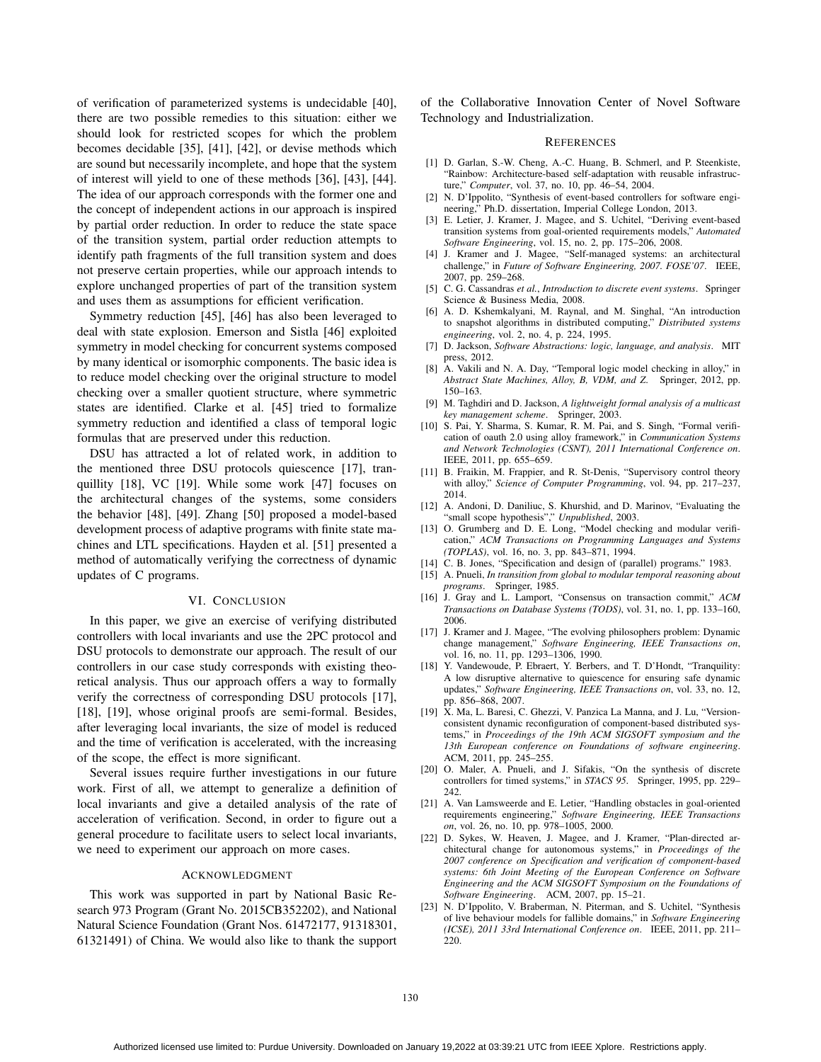of verification of parameterized systems is undecidable [40], there are two possible remedies to this situation: either we should look for restricted scopes for which the problem becomes decidable [35], [41], [42], or devise methods which are sound but necessarily incomplete, and hope that the system of interest will yield to one of these methods [36], [43], [44]. The idea of our approach corresponds with the former one and the concept of independent actions in our approach is inspired by partial order reduction. In order to reduce the state space of the transition system, partial order reduction attempts to identify path fragments of the full transition system and does not preserve certain properties, while our approach intends to explore unchanged properties of part of the transition system and uses them as assumptions for efficient verification.

Symmetry reduction [45], [46] has also been leveraged to deal with state explosion. Emerson and Sistla [46] exploited symmetry in model checking for concurrent systems composed by many identical or isomorphic components. The basic idea is to reduce model checking over the original structure to model checking over a smaller quotient structure, where symmetric states are identified. Clarke et al. [45] tried to formalize symmetry reduction and identified a class of temporal logic formulas that are preserved under this reduction.

DSU has attracted a lot of related work, in addition to the mentioned three DSU protocols quiescence [17], tranquillity [18], VC [19]. While some work [47] focuses on the architectural changes of the systems, some considers the behavior [48], [49]. Zhang [50] proposed a model-based development process of adaptive programs with finite state machines and LTL specifications. Hayden et al. [51] presented a method of automatically verifying the correctness of dynamic updates of C programs.

## VI. Conclusion

In this paper, we give an exercise of verifying distributed controllers with local invariants and use the 2PC protocol and DSU protocols to demonstrate our approach. The result of our controllers in our case study corresponds with existing theoretical analysis. Thus our approach offers a way to formally verify the correctness of corresponding DSU protocols [17], [18], [19], whose original proofs are semi-formal. Besides, after leveraging local invariants, the size of model is reduced and the time of verification is accelerated, with the increasing of the scope, the effect is more significant.

Several issues require further investigations in our future work. First of all, we attempt to generalize a definition of local invariants and give a detailed analysis of the rate of acceleration of verification. Second, in order to figure out a general procedure to facilitate users to select local invariants, we need to experiment our approach on more cases.

## Acknowledgment

This work was supported in part by National Basic Research 973 Program (Grant No. 2015CB352202), and National Natural Science Foundation (Grant Nos. 61472177, 91318301, 61321491) of China. We would also like to thank the support of the Collaborative Innovation Center of Novel Software Technology and Industrialization.

## References

[1] D. Garlan, S.-W. Cheng, A.-C. Huang, B. Schmerl, and P. Steenkiste, "Rainbow: Architecture-based self-adaptation with reusable infrastructure," *Computer*, vol. 37, no. 10, pp. 46–54, 2004.

[2] N. D'Ippolito, "Synthesis of event-based controllers for software engineering," Ph.D. dissertation, Imperial College London, 2013.

[3] E. Letier, J. Kramer, J. Magee, and S. Uchitel, "Deriving event-based transition systems from goal-oriented requirements models," *Automated Software Engineering*, vol. 15, no. 2, pp. 175–206, 2008.

[4] J. Kramer and J. Magee, "Self-managed systems: an architectural challenge," in *Future of Software Engineering, 2007. FOSE'07*. IEEE, 2007, pp. 259–268.

[5] C. G. Cassandras *et al.*, *Introduction to discrete event systems*. Springer Science & Business Media, 2008.

[6] A. D. Kshemkalyani, M. Raynal, and M. Singhal, "An introduction to snapshot algorithms in distributed computing," *Distributed systems engineering*, vol. 2, no. 4, p. 224, 1995.

[7] D. Jackson, *Software Abstractions: logic, language, and analysis*. MIT press, 2012.

[8] A. Vakili and N. A. Day, "Temporal logic model checking in alloy," in *Abstract State Machines, Alloy, B, VDM, and Z*. Springer, 2012, pp. 150–163.

[9] M. Taghdiri and D. Jackson, *A lightweight formal analysis of a multicast key management scheme*. Springer, 2003.

[10] S. Pai, Y. Sharma, S. Kumar, R. M. Pai, and S. Singh, "Formal verification of oauth 2.0 using alloy framework," in *Communication Systems and Network Technologies (CSNT), 2011 International Conference on*. IEEE, 2011, pp. 655–659.

[11] B. Fraikin, M. Frappier, and R. St-Denis, "Supervisory control theory with alloy," *Science of Computer Programming*, vol. 94, pp. 217–237, 2014.

[12] A. Andoni, D. Daniliuc, S. Khurshid, and D. Marinov, "Evaluating the "small scope hypothesis"," *Unpublished*, 2003.

[13] O. Grumberg and D. E. Long, "Model checking and modular verification," *ACM Transactions on Programming Languages and Systems (TOPLAS)*, vol. 16, no. 3, pp. 843–871, 1994.

[14] C. B. Jones, "Specification and design of (parallel) programs." 1983.

[15] A. Pnueli, *In transition from global to modular temporal reasoning about programs*. Springer, 1985.

[16] J. Gray and L. Lamport, "Consensus on transaction commit," *ACM Transactions on Database Systems (TODS)*, vol. 31, no. 1, pp. 133–160, 2006.

[17] J. Kramer and J. Magee, "The evolving philosophers problem: Dynamic change management," *Software Engineering, IEEE Transactions on*, vol. 16, no. 11, pp. 1293–1306, 1990.

[18] Y. Vandewoude, P. Ebraert, Y. Berbers, and T. D'Hondt, "Tranquility: A low disruptive alternative to quiescence for ensuring safe dynamic updates," *Software Engineering, IEEE Transactions on*, vol. 33, no. 12, pp. 856–868, 2007.

[19] X. Ma, L. Baresi, C. Ghezzi, V. Panzica La Manna, and J. Lu, "Version-consistent dynamic reconfiguration of component-based distributed systems," in *Proceedings of the 19th ACM SIGSOFT symposium and the 13th European conference on Foundations of software engineering*. ACM, 2011, pp. 245–255.

[20] O. Maler, A. Pnueli, and J. Sifakis, "On the synthesis of discrete controllers for timed systems," in *STACS 95*. Springer, 1995, pp. 229–242.

[21] A. Van Lamsweerde and E. Letier, "Handling obstacles in goal-oriented requirements engineering," *Software Engineering, IEEE Transactions on*, vol. 26, no. 10, pp. 978–1005, 2000.

[22] D. Sykes, W. Heaven, J. Magee, and J. Kramer, "Plan-directed architectural change for autonomous systems," in *Proceedings of the 2007 conference on Specification and verification of component-based systems: 6th Joint Meeting of the European Conference on Software Engineering and the ACM SIGSOFT Symposium on the Foundations of Software Engineering*. ACM, 2007, pp. 15–21.

[23] N. D'Ippolito, V. Braberman, N. Piterman, and S. Uchitel, "Synthesis of live behaviour models for fallible domains," in *Software Engineering (ICSE), 2011 33rd International Conference on*. IEEE, 2011, pp. 211–220.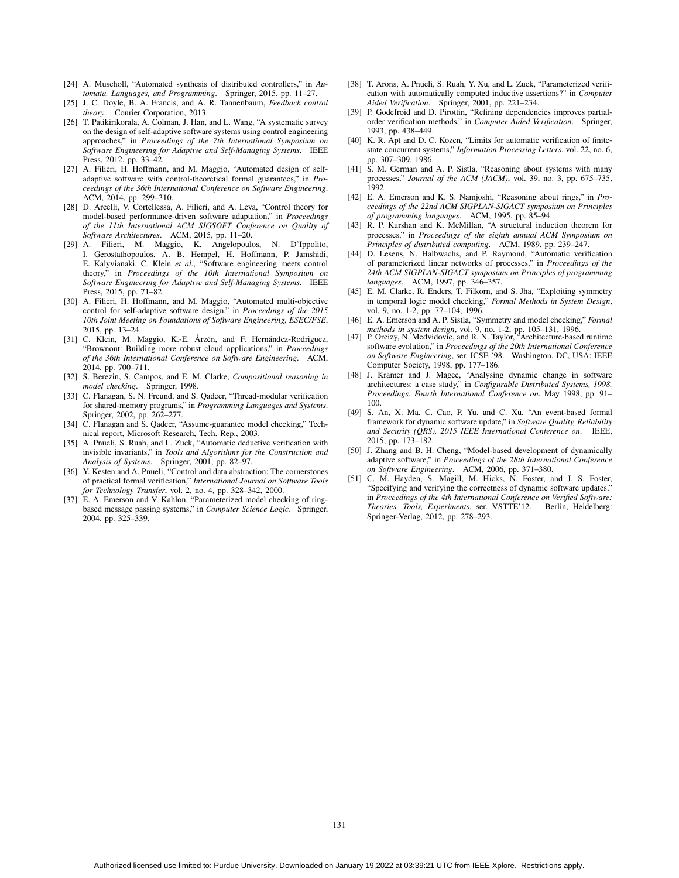[24] A. Muscholl, "Automated synthesis of distributed controllers," in *Automata, Languages, and Programming*. Springer, 2015, pp. 11–27.

[25] J. C. Doyle, B. A. Francis, and A. R. Tannenbaum, *Feedback control theory*. Courier Corporation, 2013.

[26] T. Patikirikorala, A. Colman, J. Han, and L. Wang, "A systematic survey on the design of self-adaptive software systems using control engineering approaches," in *Proceedings of the 7th International Symposium on Software Engineering for Adaptive and Self-Managing Systems*. IEEE Press, 2012, pp. 33–42.

[27] A. Filieri, H. Hoffmann, and M. Maggio, "Automated design of self-adaptive software with control-theoretical formal guarantees," in *Proceedings of the 36th International Conference on Software Engineering*. ACM, 2014, pp. 299–310.

[28] D. Arcelli, V. Cortellessa, A. Filieri, and A. Leva, "Control theory for model-based performance-driven software adaptation," in *Proceedings of the 11th International ACM SIGSOFT Conference on Quality of Software Architectures*. ACM, 2015, pp. 11–20.

[29] A. Filieri, M. Maggio, K. Angelopoulos, N. D'Ippolito, I. Gerostathopoulos, A. B. Hempel, H. Hoffmann, P. Jamshidi, E. Kalyvianaki, C. Klein *et al.*, "Software engineering meets control theory," in *Proceedings of the 10th International Symposium on Software Engineering for Adaptive and Self-Managing Systems*. IEEE Press, 2015, pp. 71–82.

[30] A. Filieri, H. Hoffmann, and M. Maggio, "Automated multi-objective control for self-adaptive software design," in *Proceedings of the 2015 10th Joint Meeting on Foundations of Software Engineering, ESEC/FSE*, 2015, pp. 13–24.

[31] C. Klein, M. Maggio, K.-E. Årzén, and F. Hernández-Rodriguez, "Brownout: Building more robust cloud applications," in *Proceedings of the 36th International Conference on Software Engineering*. ACM, 2014, pp. 700–711.

[32] S. Berezin, S. Campos, and E. M. Clarke, *Compositional reasoning in model checking*. Springer, 1998.

[33] C. Flanagan, S. N. Freund, and S. Qadeer, "Thread-modular verification for shared-memory programs," in *Programming Languages and Systems*. Springer, 2002, pp. 262–277.

[34] C. Flanagan and S. Qadeer, "Assume-guarantee model checking," Technical report, Microsoft Research, Tech. Rep., 2003.

[35] A. Pnueli, S. Ruah, and L. Zuck, "Automatic deductive verification with invisible invariants," in *Tools and Algorithms for the Construction and Analysis of Systems*. Springer, 2001, pp. 82–97.

[36] Y. Kesten and A. Pnueli, "Control and data abstraction: The cornerstones of practical formal verification," *International Journal on Software Tools for Technology Transfer*, vol. 2, no. 4, pp. 328–342, 2000.

[37] E. A. Emerson and V. Kahlon, "Parameterized model checking of ring-based message passing systems," in *Computer Science Logic*. Springer, 2004, pp. 325–339.

[38] T. Arons, A. Pnueli, S. Ruah, Y. Xu, and L. Zuck, "Parameterized verification with automatically computed inductive assertions?" in *Computer Aided Verification*. Springer, 2001, pp. 221–234.

[39] P. Godefroid and D. Pirottin, "Refining dependencies improves partial-order verification methods," in *Computer Aided Verification*. Springer, 1993, pp. 438–449.

[40] K. R. Apt and D. C. Kozen, "Limits for automatic verification of finite-state concurrent systems," *Information Processing Letters*, vol. 22, no. 6, pp. 307–309, 1986.

[41] S. M. German and A. P. Sistla, "Reasoning about systems with many processes," *Journal of the ACM (JACM)*, vol. 39, no. 3, pp. 675–735, 1992.

[42] E. A. Emerson and K. S. Namjoshi, "Reasoning about rings," in *Proceedings of the 22nd ACM SIGPLAN-SIGACT symposium on Principles of programming languages*. ACM, 1995, pp. 85–94.

[43] R. P. Kurshan and K. McMillan, "A structural induction theorem for processes," in *Proceedings of the eighth annual ACM Symposium on Principles of distributed computing*. ACM, 1989, pp. 239–247.

[44] D. Lesens, N. Halbwachs, and P. Raymond, "Automatic verification of parameterized linear networks of processes," in *Proceedings of the 24th ACM SIGPLAN-SIGACT symposium on Principles of programming languages*. ACM, 1997, pp. 346–357.

[45] E. M. Clarke, R. Enders, T. Filkorn, and S. Jha, "Exploiting symmetry in temporal logic model checking," *Formal Methods in System Design*, vol. 9, no. 1-2, pp. 77–104, 1996.

[46] E. A. Emerson and A. P. Sistla, "Symmetry and model checking," *Formal methods in system design*, vol. 9, no. 1-2, pp. 105–131, 1996.

[47] P. Oreizy, N. Medvidovic, and R. N. Taylor, "Architecture-based runtime software evolution," in *Proceedings of the 20th International Conference on Software Engineering*, ser. ICSE '98. Washington, DC, USA: IEEE Computer Society, 1998, pp. 177–186.

[48] J. Kramer and J. Magee, "Analysing dynamic change in software architectures: a case study," in *Configurable Distributed Systems, 1998. Proceedings. Fourth International Conference on*, May 1998, pp. 91–100.

[49] S. An, X. Ma, C. Cao, P. Yu, and C. Xu, "An event-based formal framework for dynamic software update," in *Software Quality, Reliability and Security (QRS), 2015 IEEE International Conference on*. IEEE, 2015, pp. 173–182.

[50] J. Zhang and B. H. Cheng, "Model-based development of dynamically adaptive software," in *Proceedings of the 28th International Conference on Software Engineering*. ACM, 2006, pp. 371–380.

[51] C. M. Hayden, S. Magill, M. Hicks, N. Foster, and J. S. Foster, "Specifying and verifying the correctness of dynamic software updates," in *Proceedings of the 4th International Conference on Verified Software: Theories, Tools, Experiments*, ser. VSTTE'12. Berlin, Heidelberg: Springer-Verlag, 2012, pp. 278–293.